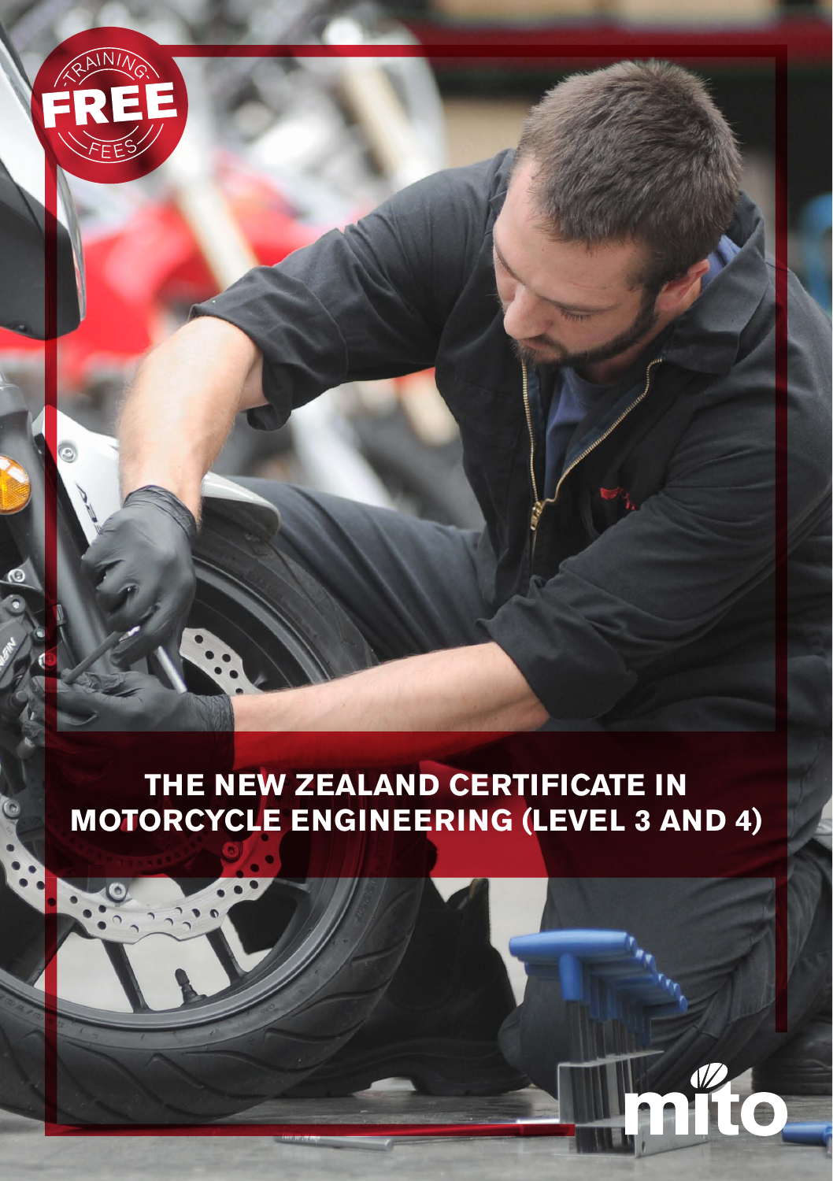TRAINING FREE FEES

# THE NEW ZEALAND CERTIFICATE IN MOTORCYCLE ENGINEERING (LEVEL 3 AND 4)

mito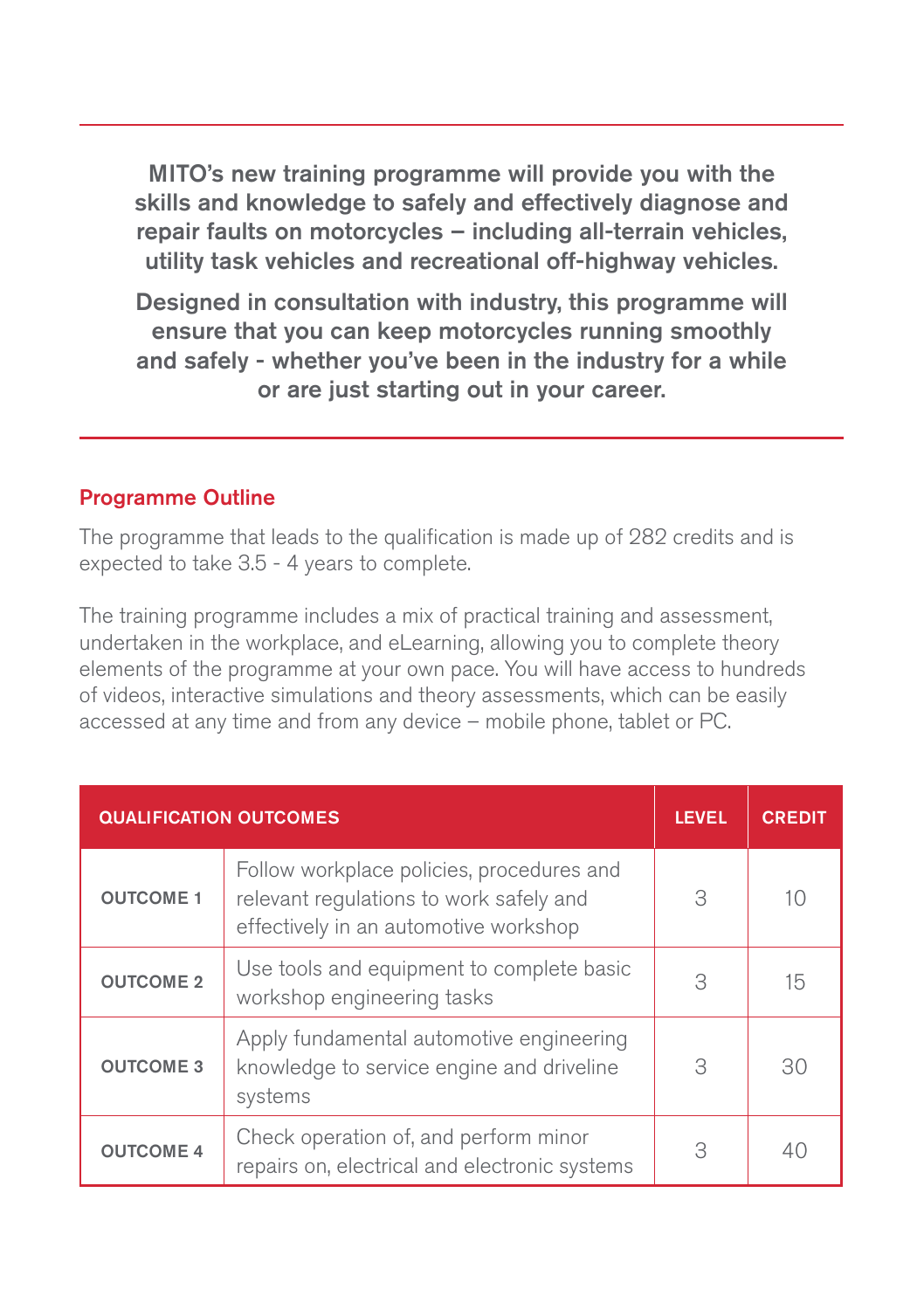**MITO's new training programme will provide you with the skills and knowledge to safely and effectively diagnose and repair faults on motorcycles – including all-terrain vehicles, utility task vehicles and recreational off-highway vehicles.**

**Designed in consultation with industry, this programme will ensure that you can keep motorcycles running smoothly and safely - whether you've been in the industry for a while or are just starting out in your career.**

## Programme Outline

The programme that leads to the qualification is made up of 282 credits and is expected to take 3.5 - 4 years to complete.

The training programme includes a mix of practical training and assessment, undertaken in the workplace, and eLearning, allowing you to complete theory elements of the programme at your own pace. You will have access to hundreds of videos, interactive simulations and theory assessments, which can be easily accessed at any time and from any device – mobile phone, tablet or PC.

| QUALIFICATION OUTCOMES | | LEVEL | CREDIT |
|---|---|---|---|
| OUTCOME 1 | Follow workplace policies, procedures and relevant regulations to work safely and effectively in an automotive workshop | 3 | 10 |
| OUTCOME 2 | Use tools and equipment to complete basic workshop engineering tasks | 3 | 15 |
| OUTCOME 3 | Apply fundamental automotive engineering knowledge to service engine and driveline systems | 3 | 30 |
| OUTCOME 4 | Check operation of, and perform minor repairs on, electrical and electronic systems | 3 | 40 |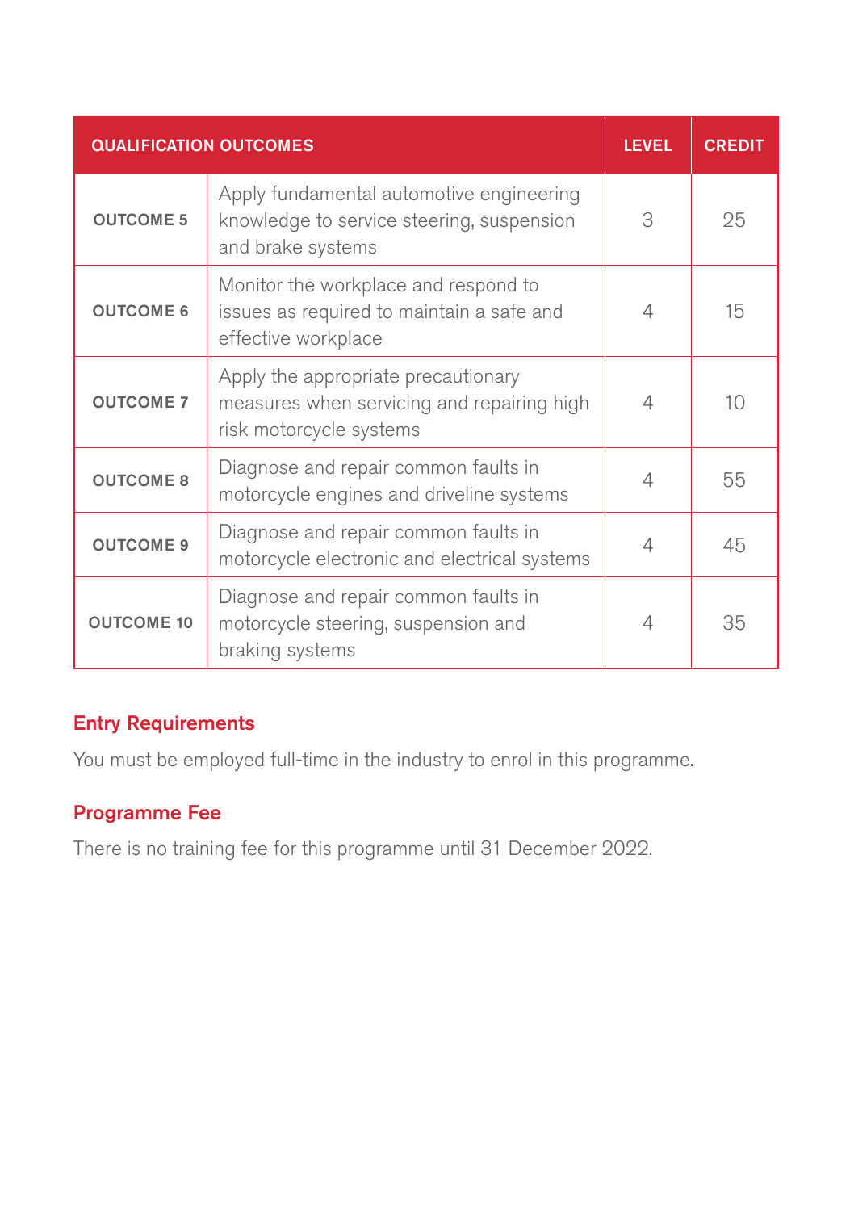| QUALIFICATION OUTCOMES | | LEVEL | CREDIT |
|---|---|---|---|
| **OUTCOME 5** | Apply fundamental automotive engineering knowledge to service steering, suspension and brake systems | 3 | 25 |
| **OUTCOME 6** | Monitor the workplace and respond to issues as required to maintain a safe and effective workplace | 4 | 15 |
| **OUTCOME 7** | Apply the appropriate precautionary measures when servicing and repairing high risk motorcycle systems | 4 | 10 |
| **OUTCOME 8** | Diagnose and repair common faults in motorcycle engines and driveline systems | 4 | 55 |
| **OUTCOME 9** | Diagnose and repair common faults in motorcycle electronic and electrical systems | 4 | 45 |
| **OUTCOME 10** | Diagnose and repair common faults in motorcycle steering, suspension and braking systems | 4 | 35 |

## Entry Requirements

You must be employed full-time in the industry to enrol in this programme.

## Programme Fee

There is no training fee for this programme until 31 December 2022.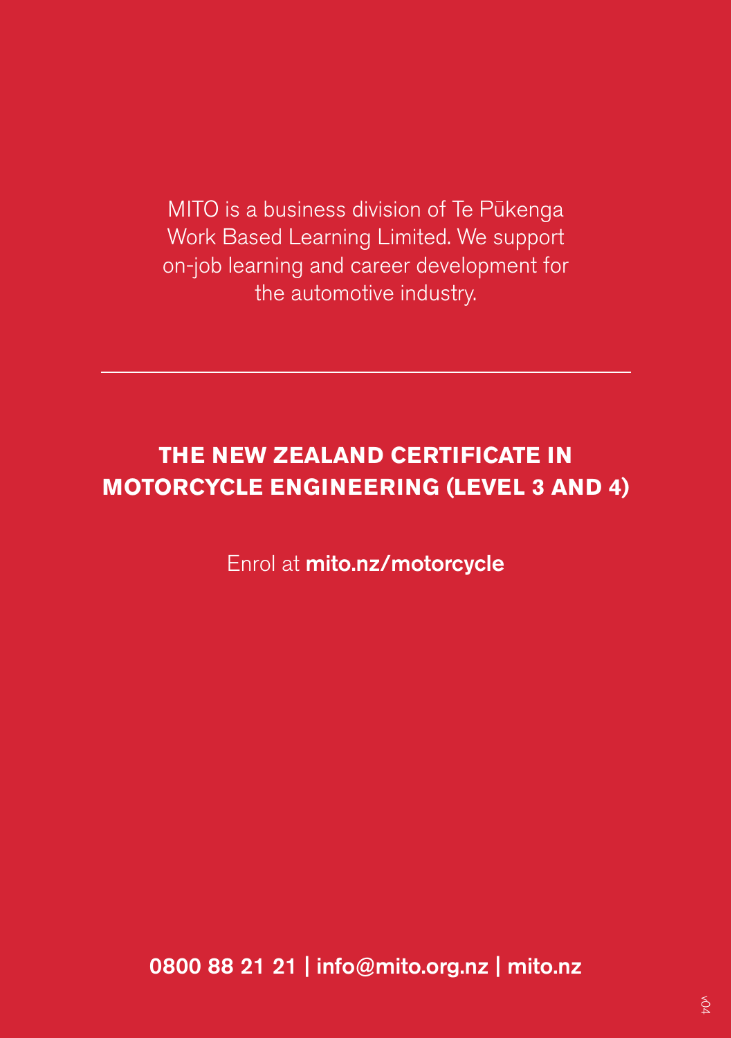MITO is a business division of Te Pūkenga Work Based Learning Limited. We support on-job learning and career development for the automotive industry.

---

## THE NEW ZEALAND CERTIFICATE IN MOTORCYCLE ENGINEERING (LEVEL 3 AND 4)

Enrol at **mito.nz/motorcycle**

**0800 88 21 21 | info@mito.org.nz | mito.nz**

v04